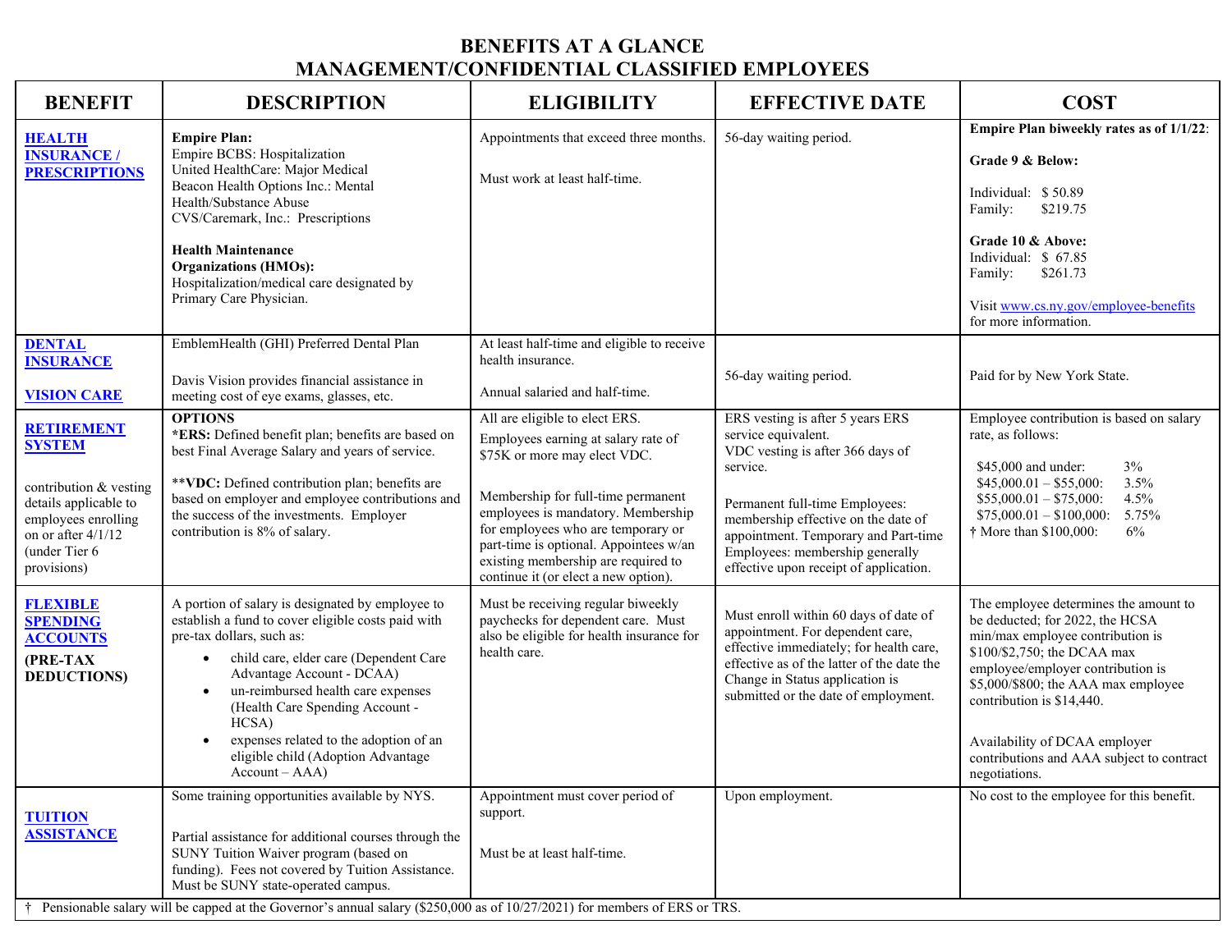# BENEFITS AT A GLANCE
# MANAGEMENT/CONFIDENTIAL CLASSIFIED EMPLOYEES

| BENEFIT | DESCRIPTION | ELIGIBILITY | EFFECTIVE DATE | COST |
|---|---|---|---|---|
| **HEALTH INSURANCE / PRESCRIPTIONS** | **Empire Plan:**<br>Empire BCBS: Hospitalization<br>United HealthCare: Major Medical<br>Beacon Health Options Inc.: Mental Health/Substance Abuse<br>CVS/Caremark, Inc.: Prescriptions<br><br>**Health Maintenance Organizations (HMOs):**<br>Hospitalization/medical care designated by Primary Care Physician. | Appointments that exceed three months.<br><br>Must work at least half-time. | 56-day waiting period. | **Empire Plan biweekly rates as of 1/1/22**:<br><br>**Grade 9 & Below:**<br><br>Individual: $ 50.89<br>Family: $219.75<br><br>**Grade 10 & Above:**<br>Individual: $ 67.85<br>Family: $261.73<br><br>Visit www.cs.ny.gov/employee-benefits for more information. |
| **DENTAL INSURANCE**<br><br>**VISION CARE** | EmblemHealth (GHI) Preferred Dental Plan<br><br>Davis Vision provides financial assistance in meeting cost of eye exams, glasses, etc. | At least half-time and eligible to receive health insurance.<br><br>Annual salaried and half-time. | 56-day waiting period. | Paid for by New York State. |
| **RETIREMENT SYSTEM**<br><br>contribution & vesting details applicable to employees enrolling on or after 4/1/12 (under Tier 6 provisions) | **OPTIONS**<br>***ERS:** Defined benefit plan; benefits are based on best Final Average Salary and years of service.<br><br>****VDC:** Defined contribution plan; benefits are based on employer and employee contributions and the success of the investments. Employer contribution is 8% of salary. | All are eligible to elect ERS.<br>Employees earning at salary rate of $75K or more may elect VDC.<br><br>Membership for full-time permanent employees is mandatory. Membership for employees who are temporary or part-time is optional. Appointees w/an existing membership are required to continue it (or elect a new option). | ERS vesting is after 5 years ERS service equivalent.<br>VDC vesting is after 366 days of service.<br><br>Permanent full-time Employees: membership effective on the date of appointment. Temporary and Part-time Employees: membership generally effective upon receipt of application. | Employee contribution is based on salary rate, as follows:<br><br>$45,000 and under: 3%<br>$45,000.01 – $55,000: 3.5%<br>$55,000.01 – $75,000: 4.5%<br>$75,000.01 – $100,000: 5.75%<br>† More than $100,000: 6% |
| **FLEXIBLE SPENDING ACCOUNTS**<br>**(PRE-TAX DEDUCTIONS)** | A portion of salary is designated by employee to establish a fund to cover eligible costs paid with pre-tax dollars, such as:<br>• child care, elder care (Dependent Care Advantage Account - DCAA)<br>• un-reimbursed health care expenses (Health Care Spending Account - HCSA)<br>• expenses related to the adoption of an eligible child (Adoption Advantage Account – AAA) | Must be receiving regular biweekly paychecks for dependent care. Must also be eligible for health insurance for health care. | Must enroll within 60 days of date of appointment. For dependent care, effective immediately; for health care, effective as of the latter of the date the Change in Status application is submitted or the date of employment. | The employee determines the amount to be deducted; for 2022, the HCSA min/max employee contribution is $100/$2,750; the DCAA max employee/employer contribution is $5,000/$800; the AAA max employee contribution is $14,440.<br><br>Availability of DCAA employer contributions and AAA subject to contract negotiations. |
| **TUITION ASSISTANCE** | Some training opportunities available by NYS.<br><br>Partial assistance for additional courses through the SUNY Tuition Waiver program (based on funding). Fees not covered by Tuition Assistance. Must be SUNY state-operated campus. | Appointment must cover period of support.<br><br>Must be at least half-time. | Upon employment. | No cost to the employee for this benefit. |

† Pensionable salary will be capped at the Governor's annual salary ($250,000 as of 10/27/2021) for members of ERS or TRS.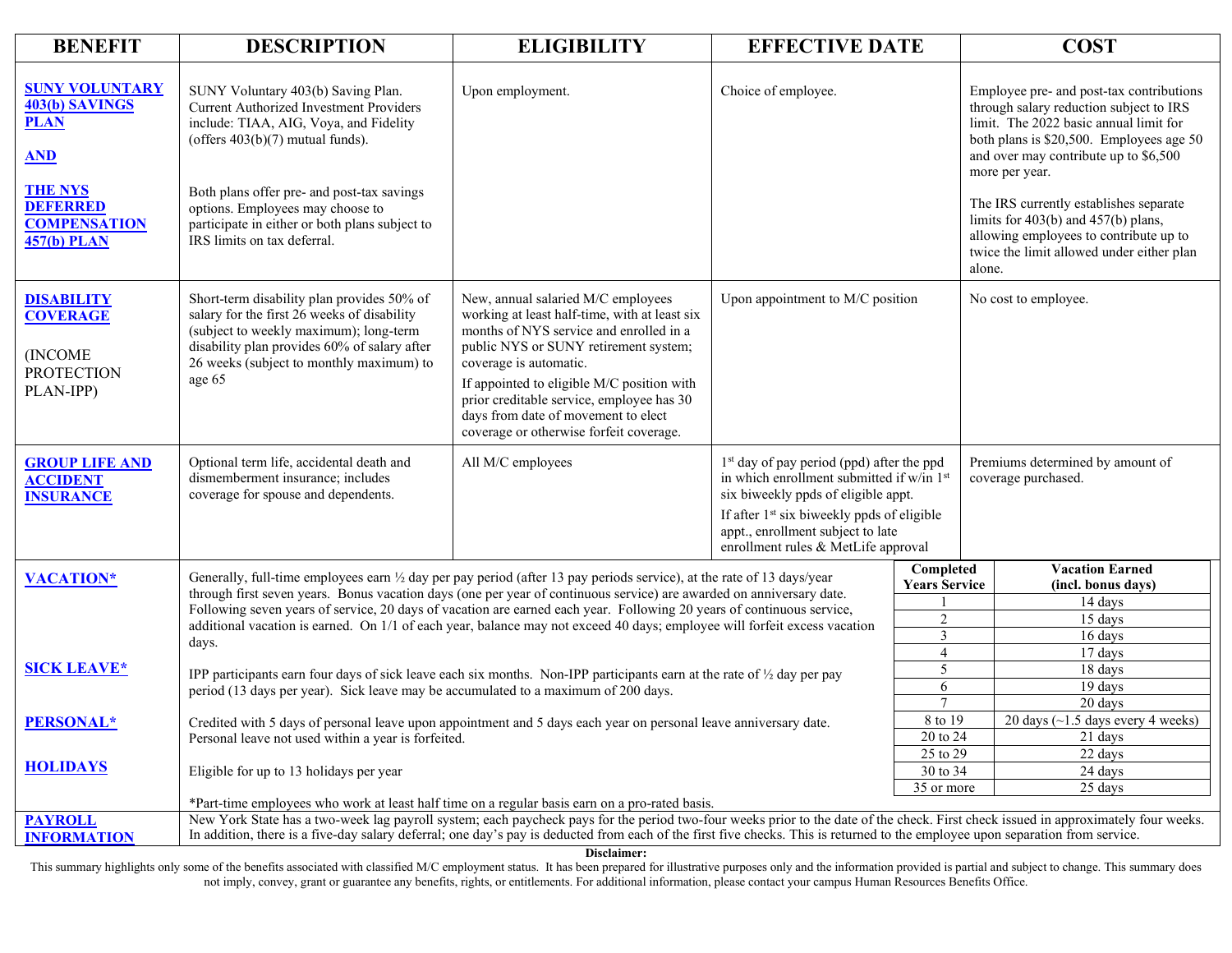| BENEFIT | DESCRIPTION | ELIGIBILITY | EFFECTIVE DATE | COST |
|---|---|---|---|---|
| **SUNY VOLUNTARY 403(b) SAVINGS PLAN** **AND** **THE NYS DEFERRED COMPENSATION 457(b) PLAN** | SUNY Voluntary 403(b) Saving Plan. Current Authorized Investment Providers include: TIAA, AIG, Voya, and Fidelity (offers 403(b)(7) mutual funds). Both plans offer pre- and post-tax savings options. Employees may choose to participate in either or both plans subject to IRS limits on tax deferral. | Upon employment. | Choice of employee. | Employee pre- and post-tax contributions through salary reduction subject to IRS limit. The 2022 basic annual limit for both plans is $20,500. Employees age 50 and over may contribute up to $6,500 more per year. The IRS currently establishes separate limits for 403(b) and 457(b) plans, allowing employees to contribute up to twice the limit allowed under either plan alone. |
| **DISABILITY COVERAGE** (INCOME PROTECTION PLAN-IPP) | Short-term disability plan provides 50% of salary for the first 26 weeks of disability (subject to weekly maximum); long-term disability plan provides 60% of salary after 26 weeks (subject to monthly maximum) to age 65 | New, annual salaried M/C employees working at least half-time, with at least six months of NYS service and enrolled in a public NYS or SUNY retirement system; coverage is automatic. If appointed to eligible M/C position with prior creditable service, employee has 30 days from date of movement to elect coverage or otherwise forfeit coverage. | Upon appointment to M/C position | No cost to employee. |
| **GROUP LIFE AND ACCIDENT INSURANCE** | Optional term life, accidental death and dismemberment insurance; includes coverage for spouse and dependents. | All M/C employees | 1st day of pay period (ppd) after the ppd in which enrollment submitted if w/in 1st six biweekly ppds of eligible appt. If after 1st six biweekly ppds of eligible appt., enrollment subject to late enrollment rules & MetLife approval | Premiums determined by amount of coverage purchased. |

**VACATION***

Generally, full-time employees earn ½ day per pay period (after 13 pay periods service), at the rate of 13 days/year through first seven years. Bonus vacation days (one per year of continuous service) are awarded on anniversary date. Following seven years of service, 20 days of vacation are earned each year. Following 20 years of continuous service, additional vacation is earned. On 1/1 of each year, balance may not exceed 40 days; employee will forfeit excess vacation days.

**SICK LEAVE***

IPP participants earn four days of sick leave each six months. Non-IPP participants earn at the rate of ½ day per pay period (13 days per year). Sick leave may be accumulated to a maximum of 200 days.

**PERSONAL***

Credited with 5 days of personal leave upon appointment and 5 days each year on personal leave anniversary date. Personal leave not used within a year is forfeited.

**HOLIDAYS**

Eligible for up to 13 holidays per year

*Part-time employees who work at least half time on a regular basis earn on a pro-rated basis.

| Completed Years Service | Vacation Earned (incl. bonus days) |
|---|---|
| 1 | 14 days |
| 2 | 15 days |
| 3 | 16 days |
| 4 | 17 days |
| 5 | 18 days |
| 6 | 19 days |
| 7 | 20 days |
| 8 to 19 | 20 days (~1.5 days every 4 weeks) |
| 20 to 24 | 21 days |
| 25 to 29 | 22 days |
| 30 to 34 | 24 days |
| 35 or more | 25 days |

**PAYROLL INFORMATION**

New York State has a two-week lag payroll system; each paycheck pays for the period two-four weeks prior to the date of the check. First check issued in approximately four weeks. In addition, there is a five-day salary deferral; one day's pay is deducted from each of the first five checks. This is returned to the employee upon separation from service.

**Disclaimer:**

This summary highlights only some of the benefits associated with classified M/C employment status. It has been prepared for illustrative purposes only and the information provided is partial and subject to change. This summary does not imply, convey, grant or guarantee any benefits, rights, or entitlements. For additional information, please contact your campus Human Resources Benefits Office.